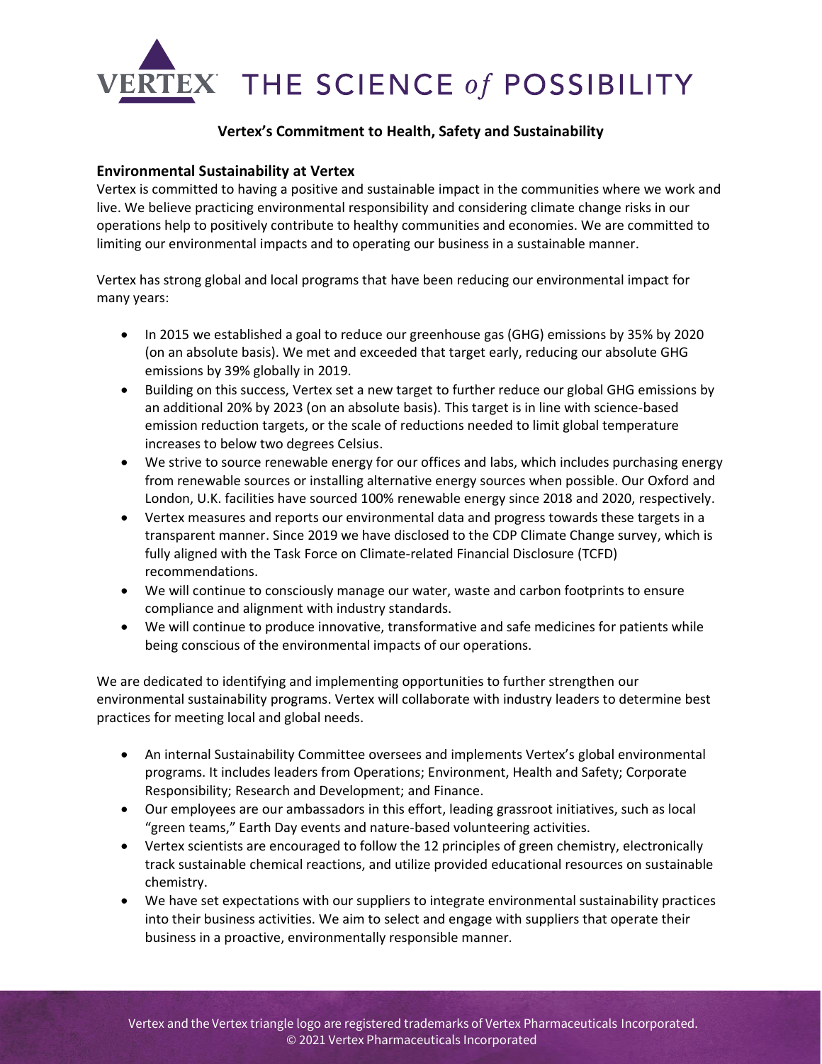# Vertex's Commitment to Health, Safety and Sustainability

## Environmental Sustainability at Vertex

Vertex is committed to having a positive and sustainable impact in the communities where we work and live. We believe practicing environmental responsibility and considering climate change risks in our operations help to positively contribute to healthy communities and economies. We are committed to limiting our environmental impacts and to operating our business in a sustainable manner.

Vertex has strong global and local programs that have been reducing our environmental impact for many years:

- In 2015 we established a goal to reduce our greenhouse gas (GHG) emissions by 35% by 2020 (on an absolute basis). We met and exceeded that target early, reducing our absolute GHG emissions by 39% globally in 2019.
- Building on this success, Vertex set a new target to further reduce our global GHG emissions by an additional 20% by 2023 (on an absolute basis). This target is in line with science-based emission reduction targets, or the scale of reductions needed to limit global temperature increases to below two degrees Celsius.
- We strive to source renewable energy for our offices and labs, which includes purchasing energy from renewable sources or installing alternative energy sources when possible. Our Oxford and London, U.K. facilities have sourced 100% renewable energy since 2018 and 2020, respectively.
- Vertex measures and reports our environmental data and progress towards these targets in a transparent manner. Since 2019 we have disclosed to the CDP Climate Change survey, which is fully aligned with the Task Force on Climate-related Financial Disclosure (TCFD) recommendations.
- We will continue to consciously manage our water, waste and carbon footprints to ensure compliance and alignment with industry standards.
- We will continue to produce innovative, transformative and safe medicines for patients while being conscious of the environmental impacts of our operations.

We are dedicated to identifying and implementing opportunities to further strengthen our environmental sustainability programs. Vertex will collaborate with industry leaders to determine best practices for meeting local and global needs.

- An internal Sustainability Committee oversees and implements Vertex's global environmental programs. It includes leaders from Operations; Environment, Health and Safety; Corporate Responsibility; Research and Development; and Finance.
- Our employees are our ambassadors in this effort, leading grassroot initiatives, such as local "green teams," Earth Day events and nature-based volunteering activities.
- Vertex scientists are encouraged to follow the 12 principles of green chemistry, electronically track sustainable chemical reactions, and utilize provided educational resources on sustainable chemistry.
- We have set expectations with our suppliers to integrate environmental sustainability practices into their business activities. We aim to select and engage with suppliers that operate their business in a proactive, environmentally responsible manner.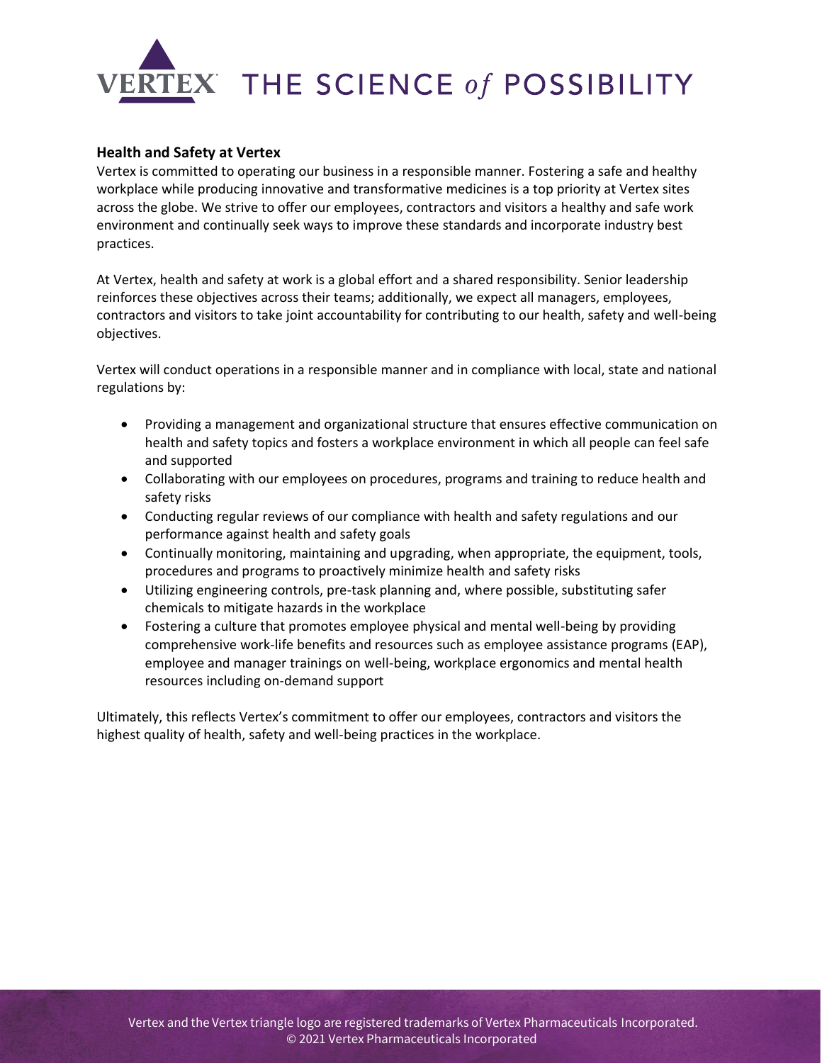## Health and Safety at Vertex

Vertex is committed to operating our business in a responsible manner. Fostering a safe and healthy workplace while producing innovative and transformative medicines is a top priority at Vertex sites across the globe. We strive to offer our employees, contractors and visitors a healthy and safe work environment and continually seek ways to improve these standards and incorporate industry best practices.

At Vertex, health and safety at work is a global effort and a shared responsibility. Senior leadership reinforces these objectives across their teams; additionally, we expect all managers, employees, contractors and visitors to take joint accountability for contributing to our health, safety and well-being objectives.

Vertex will conduct operations in a responsible manner and in compliance with local, state and national regulations by:

- Providing a management and organizational structure that ensures effective communication on health and safety topics and fosters a workplace environment in which all people can feel safe and supported
- Collaborating with our employees on procedures, programs and training to reduce health and safety risks
- Conducting regular reviews of our compliance with health and safety regulations and our performance against health and safety goals
- Continually monitoring, maintaining and upgrading, when appropriate, the equipment, tools, procedures and programs to proactively minimize health and safety risks
- Utilizing engineering controls, pre-task planning and, where possible, substituting safer chemicals to mitigate hazards in the workplace
- Fostering a culture that promotes employee physical and mental well-being by providing comprehensive work-life benefits and resources such as employee assistance programs (EAP), employee and manager trainings on well-being, workplace ergonomics and mental health resources including on-demand support

Ultimately, this reflects Vertex's commitment to offer our employees, contractors and visitors the highest quality of health, safety and well-being practices in the workplace.